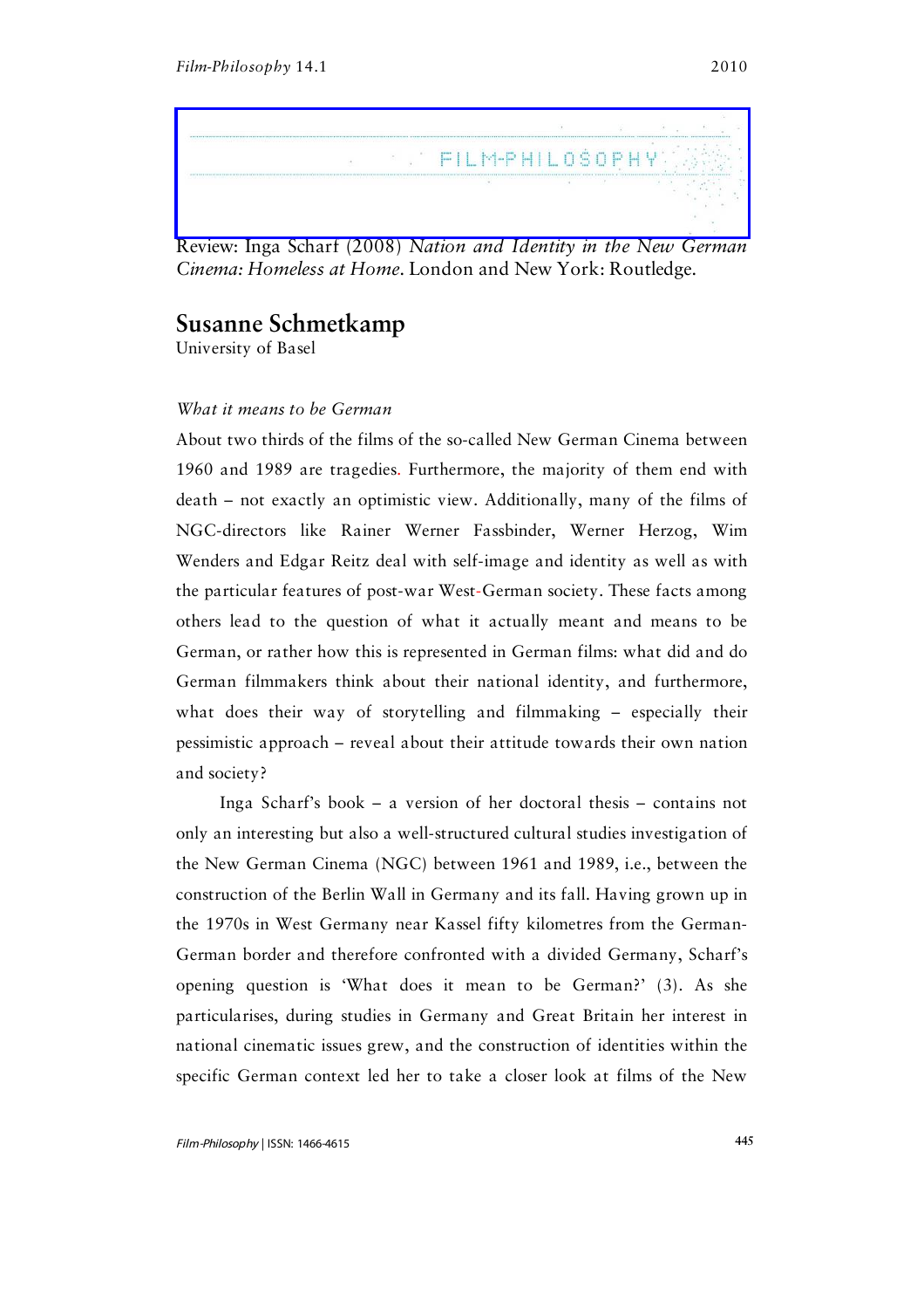Review: Inga Scharf (2008) *Nation and Identity in the New German Cinema: Homeless at Home*. London and New York: Routledge.

# Susanne Schmetkamp

University of Basel

*What it means to be German*

About two thirds of the films of the so-called New German Cinema between 1960 and 1989 are tragedies. Furthermore, the majority of them end with death – not exactly an optimistic view. Additionally, many of the films of NGC-directors like Rainer Werner Fassbinder, Werner Herzog, Wim Wenders and Edgar Reitz deal with self-image and identity as well as with the particular features of post-war West-German society. These facts among others lead to the question of what it actually meant and means to be German, or rather how this is represented in German films: what did and do German filmmakers think about their national identity, and furthermore, what does their way of storytelling and filmmaking – especially their pessimistic approach – reveal about their attitude towards their own nation and society?

Inga Scharf's book – a version of her doctoral thesis – contains not only an interesting but also a well-structured cultural studies investigation of the New German Cinema (NGC) between 1961 and 1989, i.e., between the construction of the Berlin Wall in Germany and its fall. Having grown up in the 1970s in West Germany near Kassel fifty kilometres from the German-German border and therefore confronted with a divided Germany, Scharf's opening question is 'What does it mean to be German?' (3). As she particularises, during studies in Germany and Great Britain her interest in national cinematic issues grew, and the construction of identities within the specific German context led her to take a closer look at films of the New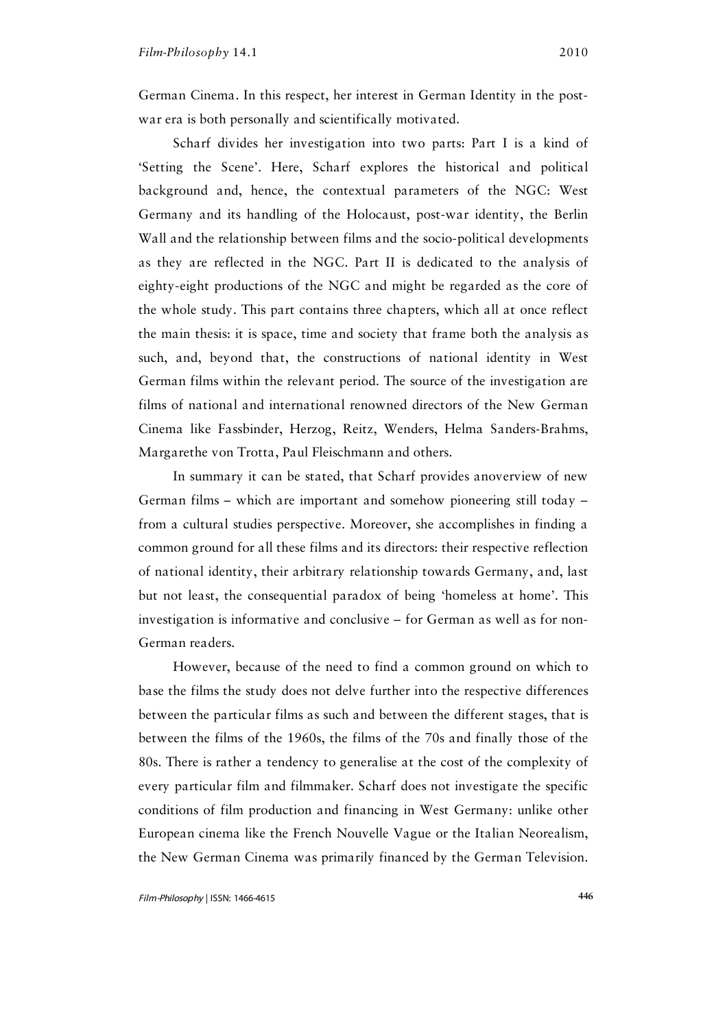German Cinema. In this respect, her interest in German Identity in the post-war era is both personally and scientifically motivated.

Scharf divides her investigation into two parts: Part I is a kind of 'Setting the Scene'. Here, Scharf explores the historical and political background and, hence, the contextual parameters of the NGC: West Germany and its handling of the Holocaust, post-war identity, the Berlin Wall and the relationship between films and the socio-political developments as they are reflected in the NGC. Part II is dedicated to the analysis of eighty-eight productions of the NGC and might be regarded as the core of the whole study. This part contains three chapters, which all at once reflect the main thesis: it is space, time and society that frame both the analysis as such, and, beyond that, the constructions of national identity in West German films within the relevant period. The source of the investigation are films of national and international renowned directors of the New German Cinema like Fassbinder, Herzog, Reitz, Wenders, Helma Sanders-Brahms, Margarethe von Trotta, Paul Fleischmann and others.

In summary it can be stated, that Scharf provides anoverview of new German films – which are important and somehow pioneering still today – from a cultural studies perspective. Moreover, she accomplishes in finding a common ground for all these films and its directors: their respective reflection of national identity, their arbitrary relationship towards Germany, and, last but not least, the consequential paradox of being 'homeless at home'. This investigation is informative and conclusive – for German as well as for non-German readers.

However, because of the need to find a common ground on which to base the films the study does not delve further into the respective differences between the particular films as such and between the different stages, that is between the films of the 1960s, the films of the 70s and finally those of the 80s. There is rather a tendency to generalise at the cost of the complexity of every particular film and filmmaker. Scharf does not investigate the specific conditions of film production and financing in West Germany: unlike other European cinema like the French Nouvelle Vague or the Italian Neorealism, the New German Cinema was primarily financed by the German Television.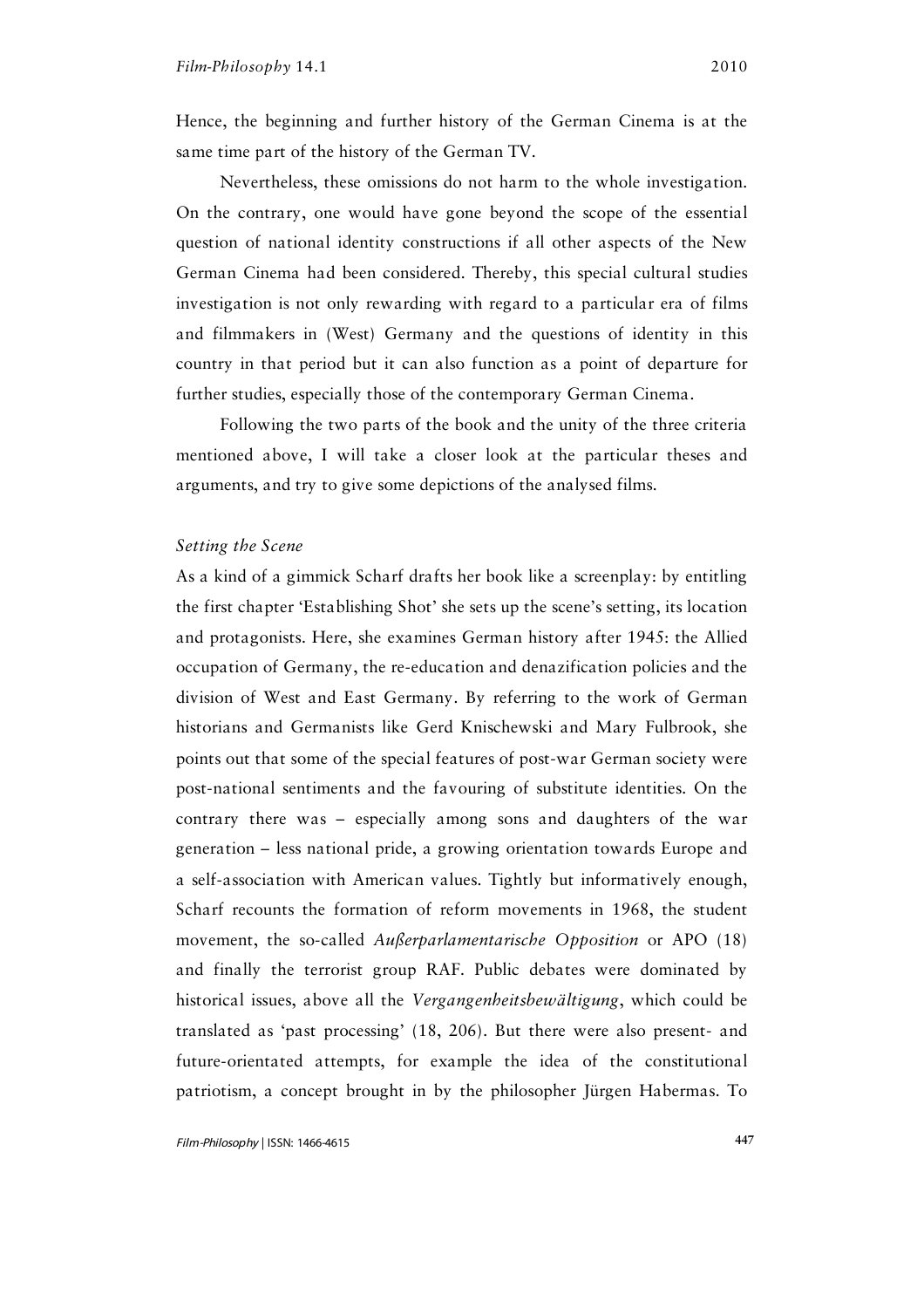Hence, the beginning and further history of the German Cinema is at the same time part of the history of the German TV.

Nevertheless, these omissions do not harm to the whole investigation. On the contrary, one would have gone beyond the scope of the essential question of national identity constructions if all other aspects of the New German Cinema had been considered. Thereby, this special cultural studies investigation is not only rewarding with regard to a particular era of films and filmmakers in (West) Germany and the questions of identity in this country in that period but it can also function as a point of departure for further studies, especially those of the contemporary German Cinema.

Following the two parts of the book and the unity of the three criteria mentioned above, I will take a closer look at the particular theses and arguments, and try to give some depictions of the analysed films.

*Setting the Scene*

As a kind of a gimmick Scharf drafts her book like a screenplay: by entitling the first chapter 'Establishing Shot' she sets up the scene's setting, its location and protagonists. Here, she examines German history after 1945: the Allied occupation of Germany, the re-education and denazification policies and the division of West and East Germany. By referring to the work of German historians and Germanists like Gerd Knischewski and Mary Fulbrook, she points out that some of the special features of post-war German society were post-national sentiments and the favouring of substitute identities. On the contrary there was – especially among sons and daughters of the war generation – less national pride, a growing orientation towards Europe and a self-association with American values. Tightly but informatively enough, Scharf recounts the formation of reform movements in 1968, the student movement, the so-called *Außerparlamentarische Opposition* or APO (18) and finally the terrorist group RAF. Public debates were dominated by historical issues, above all the *Vergangenheitsbewältigung*, which could be translated as 'past processing' (18, 206). But there were also present- and future-orientated attempts, for example the idea of the constitutional patriotism, a concept brought in by the philosopher Jürgen Habermas. To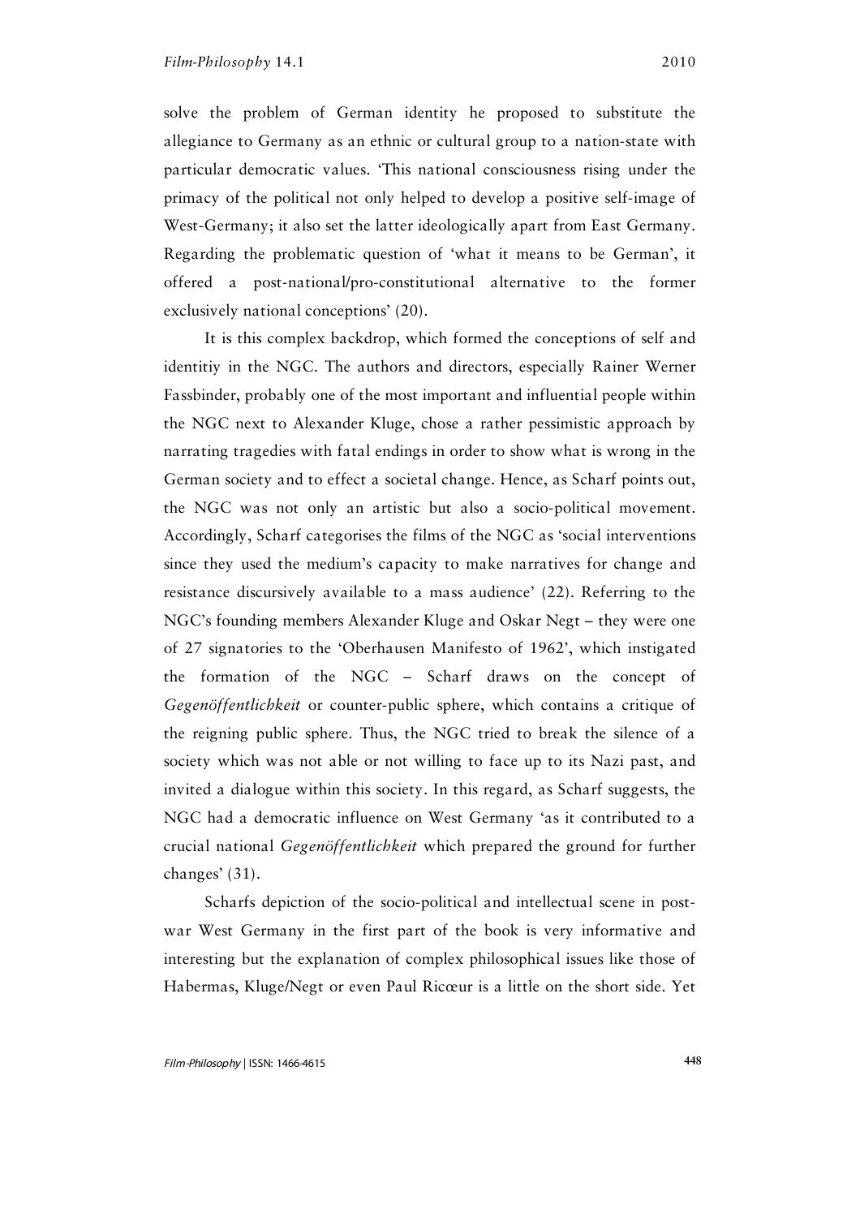solve the problem of German identity he proposed to substitute the allegiance to Germany as an ethnic or cultural group to a nation-state with particular democratic values. 'This national consciousness rising under the primacy of the political not only helped to develop a positive self-image of West-Germany; it also set the latter ideologically apart from East Germany. Regarding the problematic question of 'what it means to be German', it offered a post-national/pro-constitutional alternative to the former exclusively national conceptions' (20).

It is this complex backdrop, which formed the conceptions of self and identitiy in the NGC. The authors and directors, especially Rainer Werner Fassbinder, probably one of the most important and influential people within the NGC next to Alexander Kluge, chose a rather pessimistic approach by narrating tragedies with fatal endings in order to show what is wrong in the German society and to effect a societal change. Hence, as Scharf points out, the NGC was not only an artistic but also a socio-political movement. Accordingly, Scharf categorises the films of the NGC as 'social interventions since they used the medium's capacity to make narratives for change and resistance discursively available to a mass audience' (22). Referring to the NGC's founding members Alexander Kluge and Oskar Negt – they were one of 27 signatories to the 'Oberhausen Manifesto of 1962', which instigated the formation of the NGC – Scharf draws on the concept of *Gegenöffentlichkeit* or counter-public sphere, which contains a critique of the reigning public sphere. Thus, the NGC tried to break the silence of a society which was not able or not willing to face up to its Nazi past, and invited a dialogue within this society. In this regard, as Scharf suggests, the NGC had a democratic influence on West Germany 'as it contributed to a crucial national *Gegenöffentlichkeit* which prepared the ground for further changes' (31).

Scharfs depiction of the socio-political and intellectual scene in post-war West Germany in the first part of the book is very informative and interesting but the explanation of complex philosophical issues like those of Habermas, Kluge/Negt or even Paul Ricœur is a little on the short side. Yet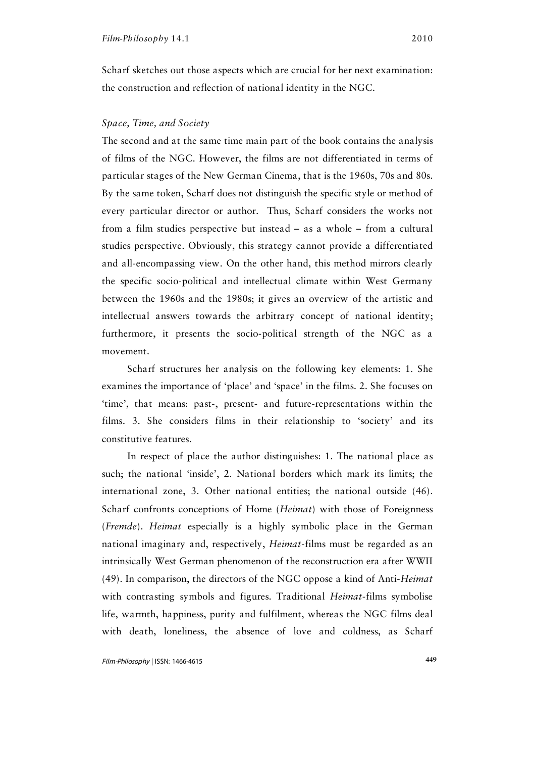Scharf sketches out those aspects which are crucial for her next examination: the construction and reflection of national identity in the NGC.

### *Space, Time, and Society*

The second and at the same time main part of the book contains the analysis of films of the NGC. However, the films are not differentiated in terms of particular stages of the New German Cinema, that is the 1960s, 70s and 80s. By the same token, Scharf does not distinguish the specific style or method of every particular director or author. Thus, Scharf considers the works not from a film studies perspective but instead – as a whole – from a cultural studies perspective. Obviously, this strategy cannot provide a differentiated and all-encompassing view. On the other hand, this method mirrors clearly the specific socio-political and intellectual climate within West Germany between the 1960s and the 1980s; it gives an overview of the artistic and intellectual answers towards the arbitrary concept of national identity; furthermore, it presents the socio-political strength of the NGC as a movement.

Scharf structures her analysis on the following key elements: 1. She examines the importance of 'place' and 'space' in the films. 2. She focuses on 'time', that means: past-, present- and future-representations within the films. 3. She considers films in their relationship to 'society' and its constitutive features.

In respect of place the author distinguishes: 1. The national place as such; the national 'inside', 2. National borders which mark its limits; the international zone, 3. Other national entities; the national outside (46). Scharf confronts conceptions of Home (*Heimat*) with those of Foreignness (*Fremde*). *Heimat* especially is a highly symbolic place in the German national imaginary and, respectively, *Heimat*-films must be regarded as an intrinsically West German phenomenon of the reconstruction era after WWII (49). In comparison, the directors of the NGC oppose a kind of Anti-*Heimat* with contrasting symbols and figures. Traditional *Heimat*-films symbolise life, warmth, happiness, purity and fulfilment, whereas the NGC films deal with death, loneliness, the absence of love and coldness, as Scharf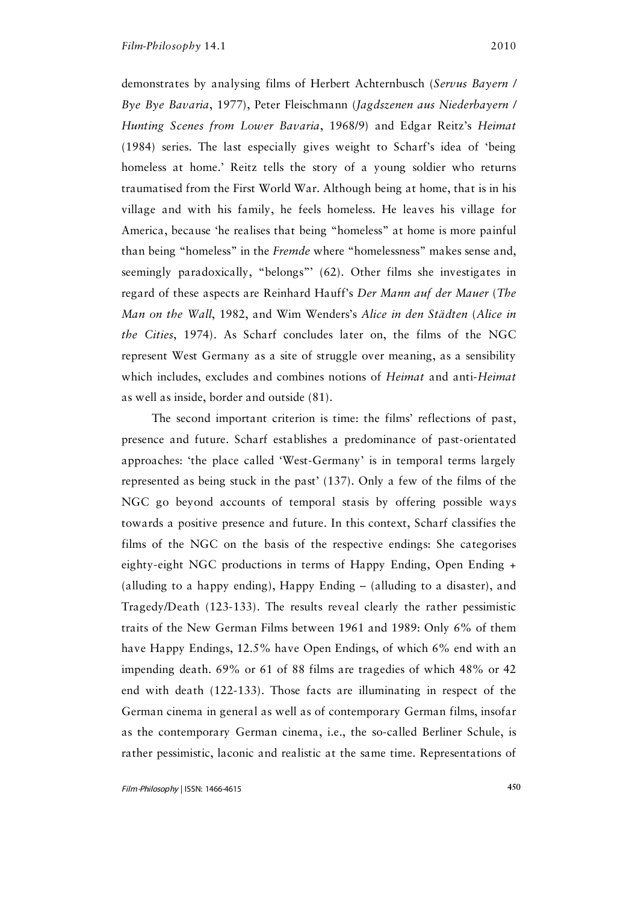demonstrates by analysing films of Herbert Achternbusch (*Servus Bayern / Bye Bye Bavaria*, 1977), Peter Fleischmann (*Jagdszenen aus Niederbayern / Hunting Scenes from Lower Bavaria*, 1968/9) and Edgar Reitz's *Heimat* (1984) series. The last especially gives weight to Scharf's idea of 'being homeless at home.' Reitz tells the story of a young soldier who returns traumatised from the First World War. Although being at home, that is in his village and with his family, he feels homeless. He leaves his village for America, because 'he realises that being "homeless" at home is more painful than being "homeless" in the *Fremde* where "homelessness" makes sense and, seemingly paradoxically, "belongs"' (62). Other films she investigates in regard of these aspects are Reinhard Hauff's *Der Mann auf der Mauer* (*The Man on the Wall*, 1982, and Wim Wenders's *Alice in den Städten* (*Alice in the Cities*, 1974). As Scharf concludes later on, the films of the NGC represent West Germany as a site of struggle over meaning, as a sensibility which includes, excludes and combines notions of *Heimat* and anti-*Heimat* as well as inside, border and outside (81).

The second important criterion is time: the films' reflections of past, presence and future. Scharf establishes a predominance of past-orientated approaches: 'the place called 'West-Germany' is in temporal terms largely represented as being stuck in the past' (137). Only a few of the films of the NGC go beyond accounts of temporal stasis by offering possible ways towards a positive presence and future. In this context, Scharf classifies the films of the NGC on the basis of the respective endings: She categorises eighty-eight NGC productions in terms of Happy Ending, Open Ending + (alluding to a happy ending), Happy Ending – (alluding to a disaster), and Tragedy/Death (123-133). The results reveal clearly the rather pessimistic traits of the New German Films between 1961 and 1989: Only 6% of them have Happy Endings, 12.5% have Open Endings, of which 6% end with an impending death. 69% or 61 of 88 films are tragedies of which 48% or 42 end with death (122-133). Those facts are illuminating in respect of the German cinema in general as well as of contemporary German films, insofar as the contemporary German cinema, i.e., the so-called Berliner Schule, is rather pessimistic, laconic and realistic at the same time. Representations of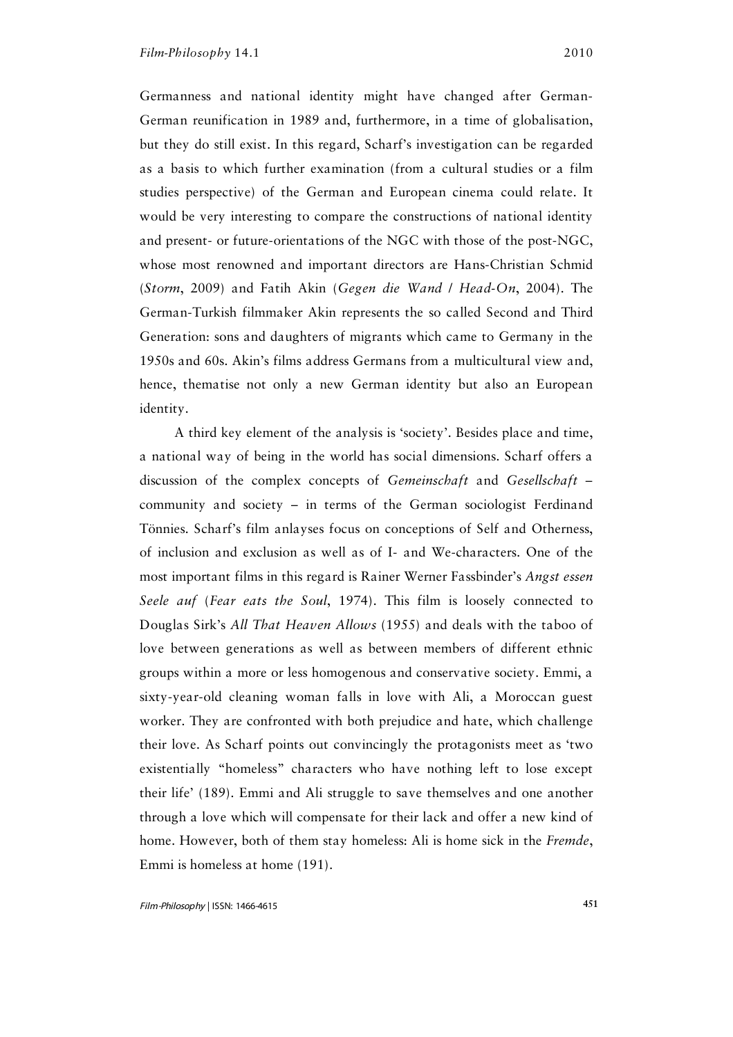Germanness and national identity might have changed after German-German reunification in 1989 and, furthermore, in a time of globalisation, but they do still exist. In this regard, Scharf's investigation can be regarded as a basis to which further examination (from a cultural studies or a film studies perspective) of the German and European cinema could relate. It would be very interesting to compare the constructions of national identity and present- or future-orientations of the NGC with those of the post-NGC, whose most renowned and important directors are Hans-Christian Schmid (*Storm*, 2009) and Fatih Akin (*Gegen die Wand / Head-On*, 2004). The German-Turkish filmmaker Akin represents the so called Second and Third Generation: sons and daughters of migrants which came to Germany in the 1950s and 60s. Akin's films address Germans from a multicultural view and, hence, thematise not only a new German identity but also an European identity.

A third key element of the analysis is 'society'. Besides place and time, a national way of being in the world has social dimensions. Scharf offers a discussion of the complex concepts of *Gemeinschaft* and *Gesellschaft* – community and society – in terms of the German sociologist Ferdinand Tönnies. Scharf's film anlayses focus on conceptions of Self and Otherness, of inclusion and exclusion as well as of I- and We-characters. One of the most important films in this regard is Rainer Werner Fassbinder's *Angst essen Seele auf* (*Fear eats the Soul*, 1974). This film is loosely connected to Douglas Sirk's *All That Heaven Allows* (1955) and deals with the taboo of love between generations as well as between members of different ethnic groups within a more or less homogenous and conservative society. Emmi, a sixty-year-old cleaning woman falls in love with Ali, a Moroccan guest worker. They are confronted with both prejudice and hate, which challenge their love. As Scharf points out convincingly the protagonists meet as 'two existentially "homeless" characters who have nothing left to lose except their life' (189). Emmi and Ali struggle to save themselves and one another through a love which will compensate for their lack and offer a new kind of home. However, both of them stay homeless: Ali is home sick in the *Fremde*, Emmi is homeless at home (191).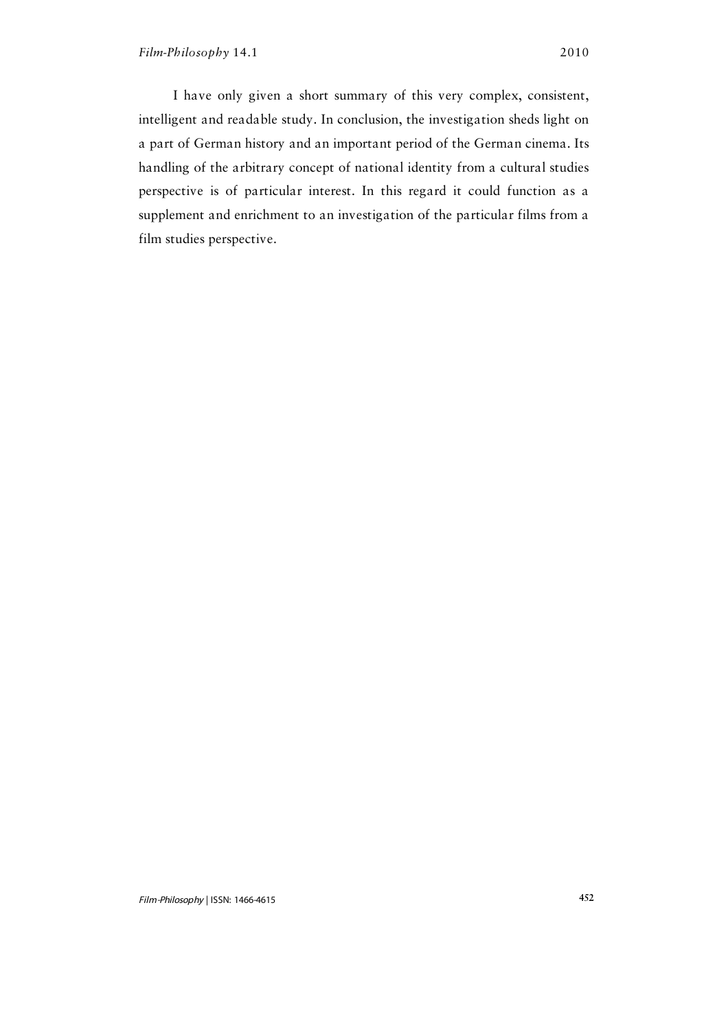I have only given a short summary of this very complex, consistent, intelligent and readable study. In conclusion, the investigation sheds light on a part of German history and an important period of the German cinema. Its handling of the arbitrary concept of national identity from a cultural studies perspective is of particular interest. In this regard it could function as a supplement and enrichment to an investigation of the particular films from a film studies perspective.